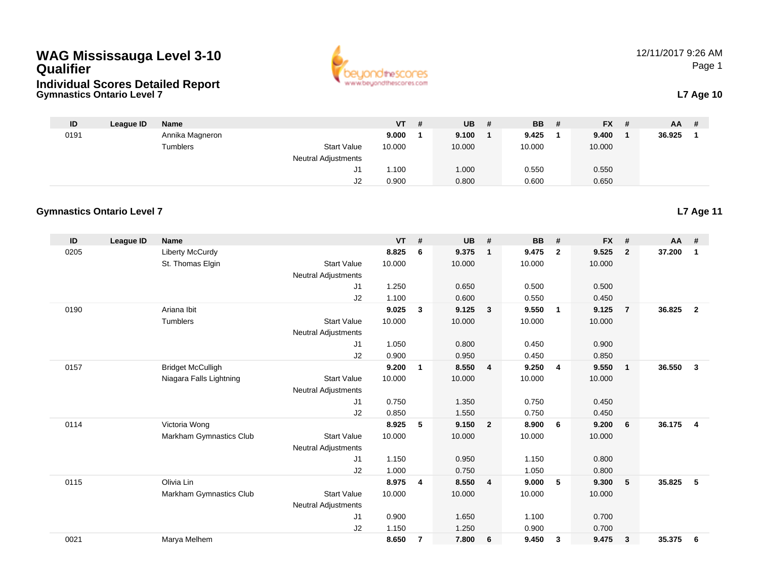# WAG Mississauga Level 3-10 Qualifier

## Individual Scores Detailed Report

12/11/2017 9:26 AM

### Gymnastics Ontario Level 7

**L7 Age 10**

| ID | League ID | Name | | VT | # | UB | # | BB | # | FX | # | AA | # |
|---|---|---|---|---|---|---|---|---|---|---|---|---|---|
| 0191 | | Annika Magneron | | **9.000** | **1** | **9.100** | **1** | **9.425** | **1** | **9.400** | **1** | **36.925** | **1** |
| | | Tumblers | Start Value | 10.000 | | 10.000 | | 10.000 | | 10.000 | | | |
| | | | Neutral Adjustments | | | | | | | | | | |
| | | | J1 | 1.100 | | 1.000 | | 0.550 | | 0.550 | | | |
| | | | J2 | 0.900 | | 0.800 | | 0.600 | | 0.650 | | | |

### Gymnastics Ontario Level 7

**L7 Age 11**

| ID | League ID | Name | | VT | # | UB | # | BB | # | FX | # | AA | # |
|---|---|---|---|---|---|---|---|---|---|---|---|---|---|
| 0205 | | Liberty McCurdy | | **8.825** | **6** | **9.375** | **1** | **9.475** | **2** | **9.525** | **2** | **37.200** | **1** |
| | | St. Thomas Elgin | Start Value | 10.000 | | 10.000 | | 10.000 | | 10.000 | | | |
| | | | Neutral Adjustments | | | | | | | | | | |
| | | | J1 | 1.250 | | 0.650 | | 0.500 | | 0.500 | | | |
| | | | J2 | 1.100 | | 0.600 | | 0.550 | | 0.450 | | | |
| 0190 | | Ariana Ibit | | **9.025** | **3** | **9.125** | **3** | **9.550** | **1** | **9.125** | **7** | **36.825** | **2** |
| | | Tumblers | Start Value | 10.000 | | 10.000 | | 10.000 | | 10.000 | | | |
| | | | Neutral Adjustments | | | | | | | | | | |
| | | | J1 | 1.050 | | 0.800 | | 0.450 | | 0.900 | | | |
| | | | J2 | 0.900 | | 0.950 | | 0.450 | | 0.850 | | | |
| 0157 | | Bridget McCulligh | | **9.200** | **1** | **8.550** | **4** | **9.250** | **4** | **9.550** | **1** | **36.550** | **3** |
| | | Niagara Falls Lightning | Start Value | 10.000 | | 10.000 | | 10.000 | | 10.000 | | | |
| | | | Neutral Adjustments | | | | | | | | | | |
| | | | J1 | 0.750 | | 1.350 | | 0.750 | | 0.450 | | | |
| | | | J2 | 0.850 | | 1.550 | | 0.750 | | 0.450 | | | |
| 0114 | | Victoria Wong | | **8.925** | **5** | **9.150** | **2** | **8.900** | **6** | **9.200** | **6** | **36.175** | **4** |
| | | Markham Gymnastics Club | Start Value | 10.000 | | 10.000 | | 10.000 | | 10.000 | | | |
| | | | Neutral Adjustments | | | | | | | | | | |
| | | | J1 | 1.150 | | 0.950 | | 1.150 | | 0.800 | | | |
| | | | J2 | 1.000 | | 0.750 | | 1.050 | | 0.800 | | | |
| 0115 | | Olivia Lin | | **8.975** | **4** | **8.550** | **4** | **9.000** | **5** | **9.300** | **5** | **35.825** | **5** |
| | | Markham Gymnastics Club | Start Value | 10.000 | | 10.000 | | 10.000 | | 10.000 | | | |
| | | | Neutral Adjustments | | | | | | | | | | |
| | | | J1 | 0.900 | | 1.650 | | 1.100 | | 0.700 | | | |
| | | | J2 | 1.150 | | 1.250 | | 0.900 | | 0.700 | | | |
| 0021 | | Marya Melhem | | **8.650** | **7** | **7.800** | **6** | **9.450** | **3** | **9.475** | **3** | **35.375** | **6** |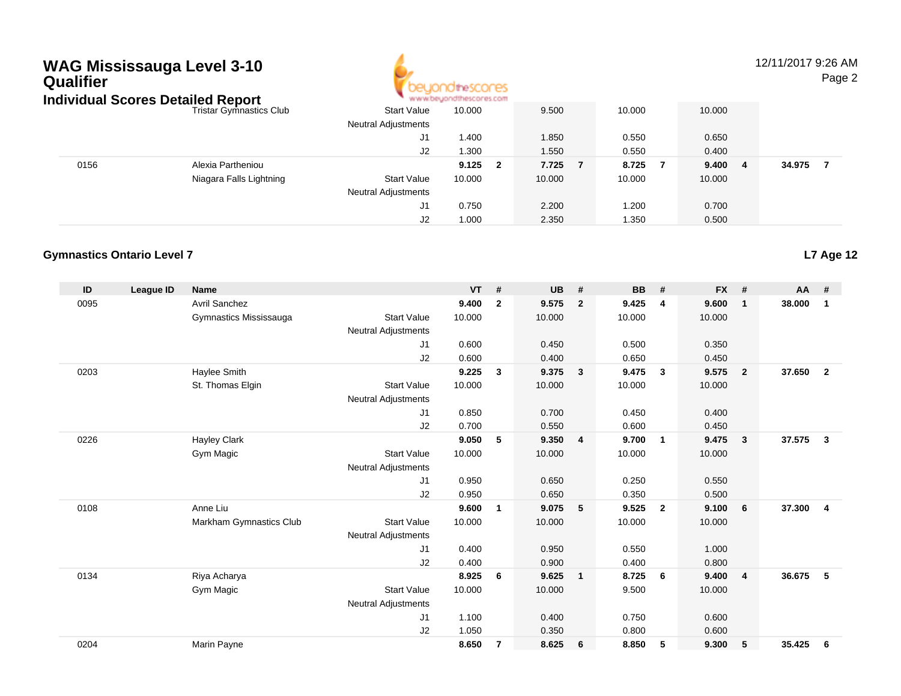# WAG Mississauga Level 3-10 Qualifier

## Individual Scores Detailed Report

| ID | League ID | Name | | VT | # | UB | # | BB | # | FX | # | AA | # |
|---|---|---|---|---|---|---|---|---|---|---|---|---|---|
| | | Tristar Gymnastics Club | Start Value | 10.000 | | 9.500 | | 10.000 | | 10.000 | | | |
| | | | Neutral Adjustments | | | | | | | | | | |
| | | | J1 | 1.400 | | 1.850 | | 0.550 | | 0.650 | | | |
| | | | J2 | 1.300 | | 1.550 | | 0.550 | | 0.400 | | | |
| 0156 | | Alexia Partheniou | | **9.125** | **2** | **7.725** | **7** | **8.725** | **7** | **9.400** | **4** | **34.975** | **7** |
| | | Niagara Falls Lightning | Start Value | 10.000 | | 10.000 | | 10.000 | | 10.000 | | | |
| | | | Neutral Adjustments | | | | | | | | | | |
| | | | J1 | 0.750 | | 2.200 | | 1.200 | | 0.700 | | | |
| | | | J2 | 1.000 | | 2.350 | | 1.350 | | 0.500 | | | |

### Gymnastics Ontario Level 7

**L7 Age 12**

| ID | League ID | Name | | VT | # | UB | # | BB | # | FX | # | AA | # |
|---|---|---|---|---|---|---|---|---|---|---|---|---|---|
| 0095 | | Avril Sanchez | | **9.400** | **2** | **9.575** | **2** | **9.425** | **4** | **9.600** | **1** | **38.000** | **1** |
| | | Gymnastics Mississauga | Start Value | 10.000 | | 10.000 | | 10.000 | | 10.000 | | | |
| | | | Neutral Adjustments | | | | | | | | | | |
| | | | J1 | 0.600 | | 0.450 | | 0.500 | | 0.350 | | | |
| | | | J2 | 0.600 | | 0.400 | | 0.650 | | 0.450 | | | |
| 0203 | | Haylee Smith | | **9.225** | **3** | **9.375** | **3** | **9.475** | **3** | **9.575** | **2** | **37.650** | **2** |
| | | St. Thomas Elgin | Start Value | 10.000 | | 10.000 | | 10.000 | | 10.000 | | | |
| | | | Neutral Adjustments | | | | | | | | | | |
| | | | J1 | 0.850 | | 0.700 | | 0.450 | | 0.400 | | | |
| | | | J2 | 0.700 | | 0.550 | | 0.600 | | 0.450 | | | |
| 0226 | | Hayley Clark | | **9.050** | **5** | **9.350** | **4** | **9.700** | **1** | **9.475** | **3** | **37.575** | **3** |
| | | Gym Magic | Start Value | 10.000 | | 10.000 | | 10.000 | | 10.000 | | | |
| | | | Neutral Adjustments | | | | | | | | | | |
| | | | J1 | 0.950 | | 0.650 | | 0.250 | | 0.550 | | | |
| | | | J2 | 0.950 | | 0.650 | | 0.350 | | 0.500 | | | |
| 0108 | | Anne Liu | | **9.600** | **1** | **9.075** | **5** | **9.525** | **2** | **9.100** | **6** | **37.300** | **4** |
| | | Markham Gymnastics Club | Start Value | 10.000 | | 10.000 | | 10.000 | | 10.000 | | | |
| | | | Neutral Adjustments | | | | | | | | | | |
| | | | J1 | 0.400 | | 0.950 | | 0.550 | | 1.000 | | | |
| | | | J2 | 0.400 | | 0.900 | | 0.400 | | 0.800 | | | |
| 0134 | | Riya Acharya | | **8.925** | **6** | **9.625** | **1** | **8.725** | **6** | **9.400** | **4** | **36.675** | **5** |
| | | Gym Magic | Start Value | 10.000 | | 10.000 | | 9.500 | | 10.000 | | | |
| | | | Neutral Adjustments | | | | | | | | | | |
| | | | J1 | 1.100 | | 0.400 | | 0.750 | | 0.600 | | | |
| | | | J2 | 1.050 | | 0.350 | | 0.800 | | 0.600 | | | |
| 0204 | | Marin Payne | | **8.650** | **7** | **8.625** | **6** | **8.850** | **5** | **9.300** | **5** | **35.425** | **6** |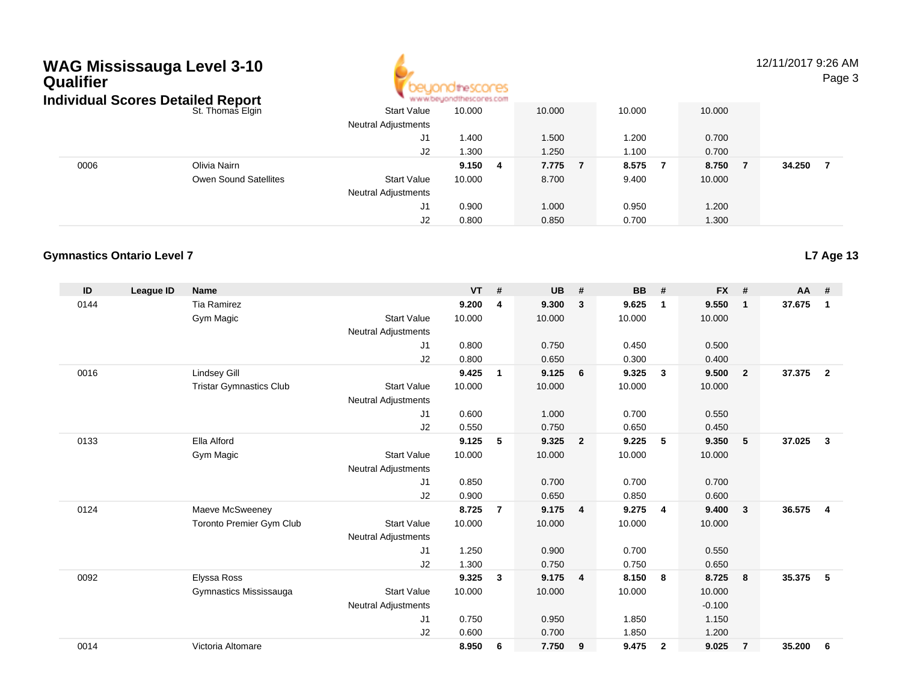# WAG Mississauga Level 3-10 Qualifier

## Individual Scores Detailed Report

| ID | League ID | Name | | VT | # | UB | # | BB | # | FX | # | AA | # |
|---|---|---|---|---|---|---|---|---|---|---|---|---|---|
| | | St. Thomas Elgin | Start Value | 10.000 | | 10.000 | | 10.000 | | 10.000 | | | |
| | | | Neutral Adjustments | | | | | | | | | | |
| | | | J1 | 1.400 | | 1.500 | | 1.200 | | 0.700 | | | |
| | | | J2 | 1.300 | | 1.250 | | 1.100 | | 0.700 | | | |
| 0006 | | Olivia Nairn | | **9.150** | **4** | **7.775** | **7** | **8.575** | **7** | **8.750** | **7** | **34.250** | **7** |
| | | Owen Sound Satellites | Start Value | 10.000 | | 8.700 | | 9.400 | | 10.000 | | | |
| | | | Neutral Adjustments | | | | | | | | | | |
| | | | J1 | 0.900 | | 1.000 | | 0.950 | | 1.200 | | | |
| | | | J2 | 0.800 | | 0.850 | | 0.700 | | 1.300 | | | |

### Gymnastics Ontario Level 7

**L7 Age 13**

| ID | League ID | Name | | VT | # | UB | # | BB | # | FX | # | AA | # |
|---|---|---|---|---|---|---|---|---|---|---|---|---|---|
| 0144 | | Tia Ramirez | | **9.200** | **4** | **9.300** | **3** | **9.625** | **1** | **9.550** | **1** | **37.675** | **1** |
| | | Gym Magic | Start Value | 10.000 | | 10.000 | | 10.000 | | 10.000 | | | |
| | | | Neutral Adjustments | | | | | | | | | | |
| | | | J1 | 0.800 | | 0.750 | | 0.450 | | 0.500 | | | |
| | | | J2 | 0.800 | | 0.650 | | 0.300 | | 0.400 | | | |
| 0016 | | Lindsey Gill | | **9.425** | **1** | **9.125** | **6** | **9.325** | **3** | **9.500** | **2** | **37.375** | **2** |
| | | Tristar Gymnastics Club | Start Value | 10.000 | | 10.000 | | 10.000 | | 10.000 | | | |
| | | | Neutral Adjustments | | | | | | | | | | |
| | | | J1 | 0.600 | | 1.000 | | 0.700 | | 0.550 | | | |
| | | | J2 | 0.550 | | 0.750 | | 0.650 | | 0.450 | | | |
| 0133 | | Ella Alford | | **9.125** | **5** | **9.325** | **2** | **9.225** | **5** | **9.350** | **5** | **37.025** | **3** |
| | | Gym Magic | Start Value | 10.000 | | 10.000 | | 10.000 | | 10.000 | | | |
| | | | Neutral Adjustments | | | | | | | | | | |
| | | | J1 | 0.850 | | 0.700 | | 0.700 | | 0.700 | | | |
| | | | J2 | 0.900 | | 0.650 | | 0.850 | | 0.600 | | | |
| 0124 | | Maeve McSweeney | | **8.725** | **7** | **9.175** | **4** | **9.275** | **4** | **9.400** | **3** | **36.575** | **4** |
| | | Toronto Premier Gym Club | Start Value | 10.000 | | 10.000 | | 10.000 | | 10.000 | | | |
| | | | Neutral Adjustments | | | | | | | | | | |
| | | | J1 | 1.250 | | 0.900 | | 0.700 | | 0.550 | | | |
| | | | J2 | 1.300 | | 0.750 | | 0.750 | | 0.650 | | | |
| 0092 | | Elyssa Ross | | **9.325** | **3** | **9.175** | **4** | **8.150** | **8** | **8.725** | **8** | **35.375** | **5** |
| | | Gymnastics Mississauga | Start Value | 10.000 | | 10.000 | | 10.000 | | 10.000 | | | |
| | | | Neutral Adjustments | | | | | | | -0.100 | | | |
| | | | J1 | 0.750 | | 0.950 | | 1.850 | | 1.150 | | | |
| | | | J2 | 0.600 | | 0.700 | | 1.850 | | 1.200 | | | |
| 0014 | | Victoria Altomare | | **8.950** | **6** | **7.750** | **9** | **9.475** | **2** | **9.025** | **7** | **35.200** | **6** |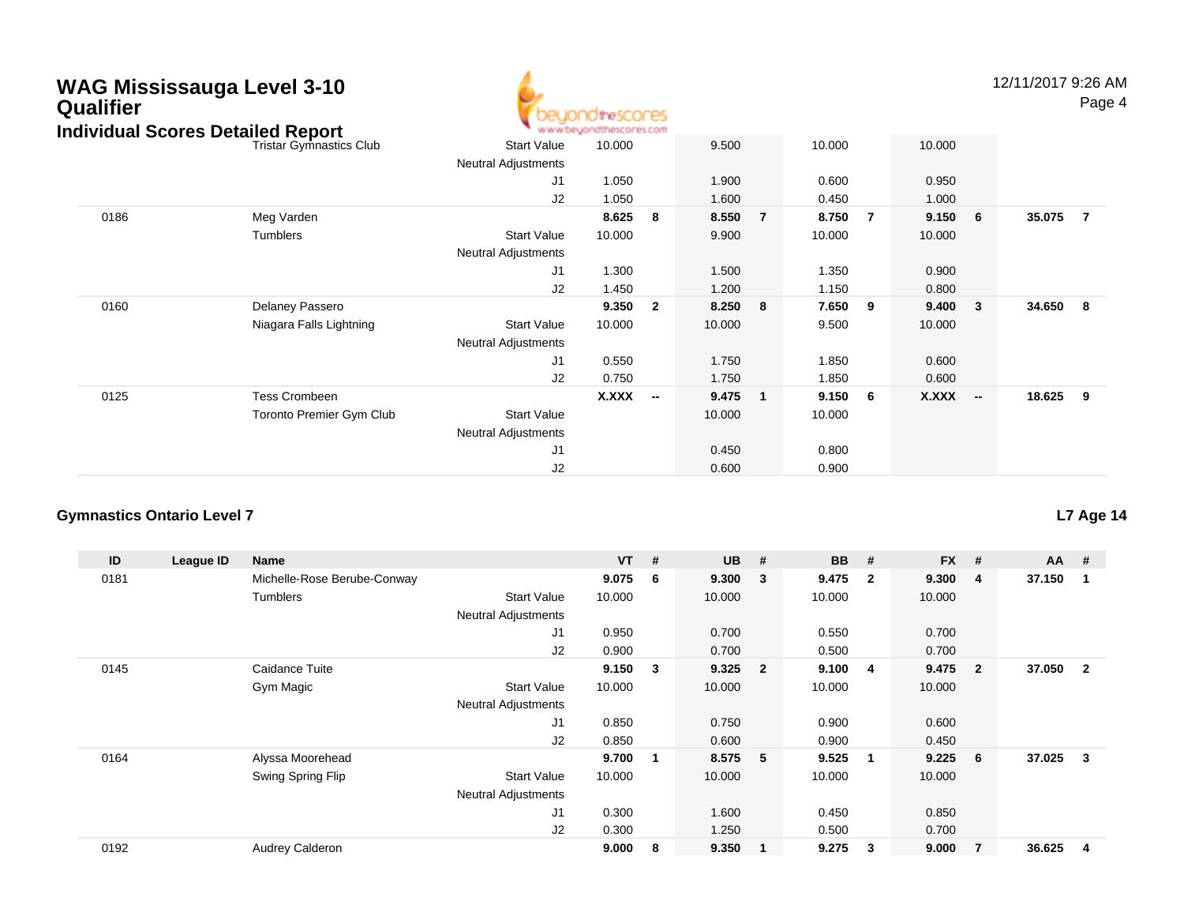# WAG Mississauga Level 3-10 Qualifier

## Individual Scores Detailed Report

| ID | League ID | Name | | VT | # | UB | # | BB | # | FX | # | AA | # |
|---|---|---|---|---|---|---|---|---|---|---|---|---|---|
| | | Tristar Gymnastics Club | Start Value | 10.000 | | 9.500 | | 10.000 | | 10.000 | | | |
| | | | Neutral Adjustments | | | | | | | | | | |
| | | | J1 | 1.050 | | 1.900 | | 0.600 | | 0.950 | | | |
| | | | J2 | 1.050 | | 1.600 | | 0.450 | | 1.000 | | | |
| 0186 | | Meg Varden | | **8.625** | **8** | **8.550** | **7** | **8.750** | **7** | **9.150** | **6** | **35.075** | **7** |
| | | Tumblers | Start Value | 10.000 | | 9.900 | | 10.000 | | 10.000 | | | |
| | | | Neutral Adjustments | | | | | | | | | | |
| | | | J1 | 1.300 | | 1.500 | | 1.350 | | 0.900 | | | |
| | | | J2 | 1.450 | | 1.200 | | 1.150 | | 0.800 | | | |
| 0160 | | Delaney Passero | | **9.350** | **2** | **8.250** | **8** | **7.650** | **9** | **9.400** | **3** | **34.650** | **8** |
| | | Niagara Falls Lightning | Start Value | 10.000 | | 10.000 | | 9.500 | | 10.000 | | | |
| | | | Neutral Adjustments | | | | | | | | | | |
| | | | J1 | 0.550 | | 1.750 | | 1.850 | | 0.600 | | | |
| | | | J2 | 0.750 | | 1.750 | | 1.850 | | 0.600 | | | |
| 0125 | | Tess Crombeen | | **X.XXX** | **--** | **9.475** | **1** | **9.150** | **6** | **X.XXX** | **--** | **18.625** | **9** |
| | | Toronto Premier Gym Club | Start Value | | | 10.000 | | 10.000 | | | | | |
| | | | Neutral Adjustments | | | | | | | | | | |
| | | | J1 | | | 0.450 | | 0.800 | | | | | |
| | | | J2 | | | 0.600 | | 0.900 | | | | | |

### Gymnastics Ontario Level 7

**L7 Age 14**

| ID | League ID | Name | | VT | # | UB | # | BB | # | FX | # | AA | # |
|---|---|---|---|---|---|---|---|---|---|---|---|---|---|
| 0181 | | Michelle-Rose Berube-Conway | | **9.075** | **6** | **9.300** | **3** | **9.475** | **2** | **9.300** | **4** | **37.150** | **1** |
| | | Tumblers | Start Value | 10.000 | | 10.000 | | 10.000 | | 10.000 | | | |
| | | | Neutral Adjustments | | | | | | | | | | |
| | | | J1 | 0.950 | | 0.700 | | 0.550 | | 0.700 | | | |
| | | | J2 | 0.900 | | 0.700 | | 0.500 | | 0.700 | | | |
| 0145 | | Caidance Tuite | | **9.150** | **3** | **9.325** | **2** | **9.100** | **4** | **9.475** | **2** | **37.050** | **2** |
| | | Gym Magic | Start Value | 10.000 | | 10.000 | | 10.000 | | 10.000 | | | |
| | | | Neutral Adjustments | | | | | | | | | | |
| | | | J1 | 0.850 | | 0.750 | | 0.900 | | 0.600 | | | |
| | | | J2 | 0.850 | | 0.600 | | 0.900 | | 0.450 | | | |
| 0164 | | Alyssa Moorehead | | **9.700** | **1** | **8.575** | **5** | **9.525** | **1** | **9.225** | **6** | **37.025** | **3** |
| | | Swing Spring Flip | Start Value | 10.000 | | 10.000 | | 10.000 | | 10.000 | | | |
| | | | Neutral Adjustments | | | | | | | | | | |
| | | | J1 | 0.300 | | 1.600 | | 0.450 | | 0.850 | | | |
| | | | J2 | 0.300 | | 1.250 | | 0.500 | | 0.700 | | | |
| 0192 | | Audrey Calderon | | **9.000** | **8** | **9.350** | **1** | **9.275** | **3** | **9.000** | **7** | **36.625** | **4** |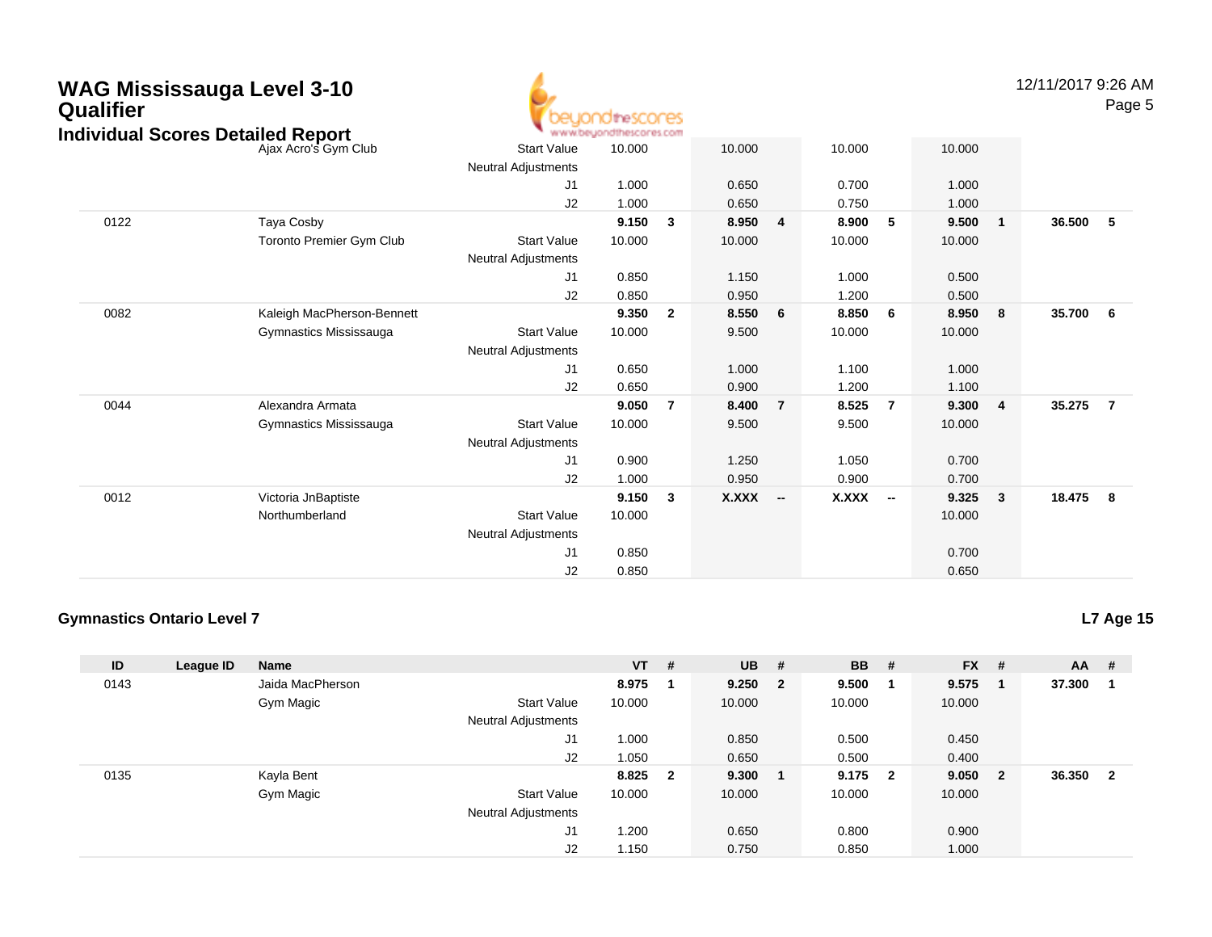# WAG Mississauga Level 3-10 Qualifier

### Individual Scores Detailed Report

| ID | League ID | Name | | VT | # | UB | # | BB | # | FX | # | AA | # |
|---|---|---|---|---|---|---|---|---|---|---|---|---|---|
| | | Ajax Acro's Gym Club | Start Value | 10.000 | | 10.000 | | 10.000 | | 10.000 | | | |
| | | | Neutral Adjustments | | | | | | | | | | |
| | | | J1 | 1.000 | | 0.650 | | 0.700 | | 1.000 | | | |
| | | | J2 | 1.000 | | 0.650 | | 0.750 | | 1.000 | | | |
| 0122 | | Taya Cosby | | **9.150** | **3** | **8.950** | **4** | **8.900** | **5** | **9.500** | **1** | **36.500** | **5** |
| | | Toronto Premier Gym Club | Start Value | 10.000 | | 10.000 | | 10.000 | | 10.000 | | | |
| | | | Neutral Adjustments | | | | | | | | | | |
| | | | J1 | 0.850 | | 1.150 | | 1.000 | | 0.500 | | | |
| | | | J2 | 0.850 | | 0.950 | | 1.200 | | 0.500 | | | |
| 0082 | | Kaleigh MacPherson-Bennett | | **9.350** | **2** | **8.550** | **6** | **8.850** | **6** | **8.950** | **8** | **35.700** | **6** |
| | | Gymnastics Mississauga | Start Value | 10.000 | | 9.500 | | 10.000 | | 10.000 | | | |
| | | | Neutral Adjustments | | | | | | | | | | |
| | | | J1 | 0.650 | | 1.000 | | 1.100 | | 1.000 | | | |
| | | | J2 | 0.650 | | 0.900 | | 1.200 | | 1.100 | | | |
| 0044 | | Alexandra Armata | | **9.050** | **7** | **8.400** | **7** | **8.525** | **7** | **9.300** | **4** | **35.275** | **7** |
| | | Gymnastics Mississauga | Start Value | 10.000 | | 9.500 | | 9.500 | | 10.000 | | | |
| | | | Neutral Adjustments | | | | | | | | | | |
| | | | J1 | 0.900 | | 1.250 | | 1.050 | | 0.700 | | | |
| | | | J2 | 1.000 | | 0.950 | | 0.900 | | 0.700 | | | |
| 0012 | | Victoria JnBaptiste | | **9.150** | **3** | **X.XXX** | **--** | **X.XXX** | **--** | **9.325** | **3** | **18.475** | **8** |
| | | Northumberland | Start Value | 10.000 | | | | | | 10.000 | | | |
| | | | Neutral Adjustments | | | | | | | | | | |
| | | | J1 | 0.850 | | | | | | 0.700 | | | |
| | | | J2 | 0.850 | | | | | | 0.650 | | | |

### Gymnastics Ontario Level 7

**L7 Age 15**

| ID | League ID | Name | | VT | # | UB | # | BB | # | FX | # | AA | # |
|---|---|---|---|---|---|---|---|---|---|---|---|---|---|
| 0143 | | Jaida MacPherson | | **8.975** | **1** | **9.250** | **2** | **9.500** | **1** | **9.575** | **1** | **37.300** | **1** |
| | | Gym Magic | Start Value | 10.000 | | 10.000 | | 10.000 | | 10.000 | | | |
| | | | Neutral Adjustments | | | | | | | | | | |
| | | | J1 | 1.000 | | 0.850 | | 0.500 | | 0.450 | | | |
| | | | J2 | 1.050 | | 0.650 | | 0.500 | | 0.400 | | | |
| 0135 | | Kayla Bent | | **8.825** | **2** | **9.300** | **1** | **9.175** | **2** | **9.050** | **2** | **36.350** | **2** |
| | | Gym Magic | Start Value | 10.000 | | 10.000 | | 10.000 | | 10.000 | | | |
| | | | Neutral Adjustments | | | | | | | | | | |
| | | | J1 | 1.200 | | 0.650 | | 0.800 | | 0.900 | | | |
| | | | J2 | 1.150 | | 0.750 | | 0.850 | | 1.000 | | | |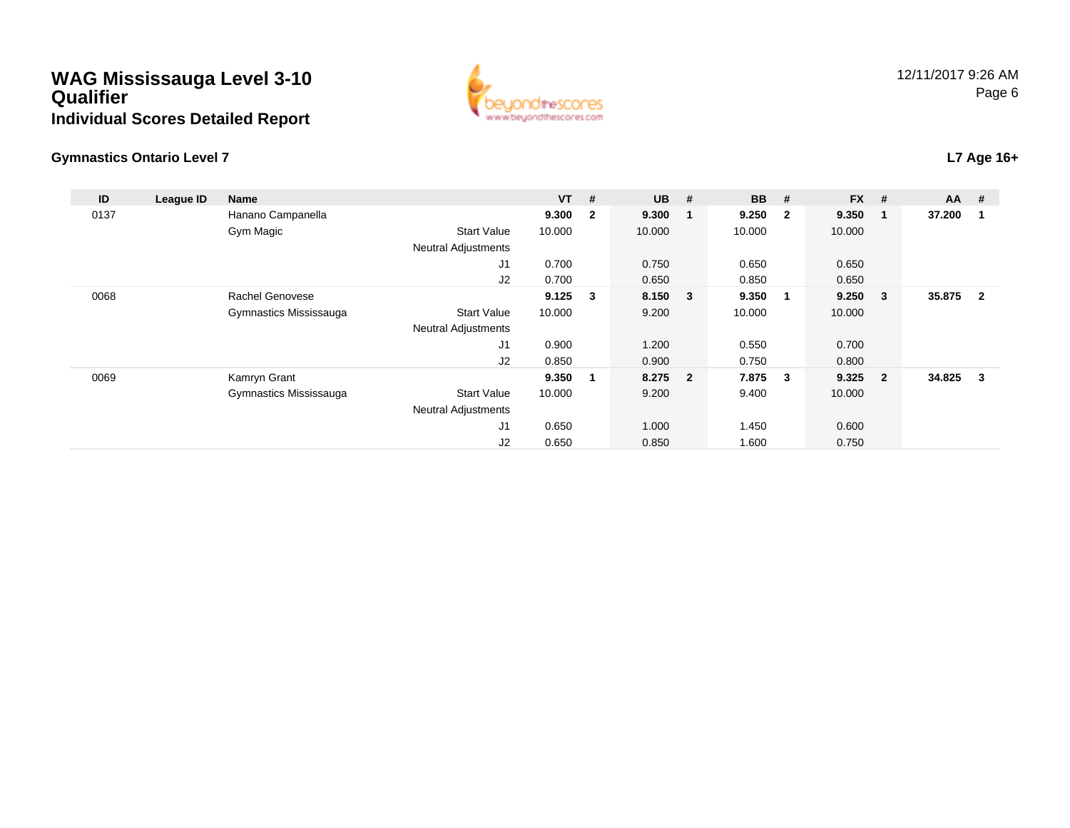# WAG Mississauga Level 3-10 Qualifier

## Individual Scores Detailed Report

12/11/2017 9:26 AM

### Gymnastics Ontario Level 7

### L7 Age 16+

| ID | League ID | Name | | VT | # | UB | # | BB | # | FX | # | AA | # |
|---|---|---|---|---|---|---|---|---|---|---|---|---|---|
| 0137 | | Hanano Campanella | | **9.300** | **2** | **9.300** | **1** | **9.250** | **2** | **9.350** | **1** | **37.200** | **1** |
| | | Gym Magic | Start Value | 10.000 | | 10.000 | | 10.000 | | 10.000 | | | |
| | | | Neutral Adjustments | | | | | | | | | | |
| | | | J1 | 0.700 | | 0.750 | | 0.650 | | 0.650 | | | |
| | | | J2 | 0.700 | | 0.650 | | 0.850 | | 0.650 | | | |
| 0068 | | Rachel Genovese | | **9.125** | **3** | **8.150** | **3** | **9.350** | **1** | **9.250** | **3** | **35.875** | **2** |
| | | Gymnastics Mississauga | Start Value | 10.000 | | 9.200 | | 10.000 | | 10.000 | | | |
| | | | Neutral Adjustments | | | | | | | | | | |
| | | | J1 | 0.900 | | 1.200 | | 0.550 | | 0.700 | | | |
| | | | J2 | 0.850 | | 0.900 | | 0.750 | | 0.800 | | | |
| 0069 | | Kamryn Grant | | **9.350** | **1** | **8.275** | **2** | **7.875** | **3** | **9.325** | **2** | **34.825** | **3** |
| | | Gymnastics Mississauga | Start Value | 10.000 | | 9.200 | | 9.400 | | 10.000 | | | |
| | | | Neutral Adjustments | | | | | | | | | | |
| | | | J1 | 0.650 | | 1.000 | | 1.450 | | 0.600 | | | |
| | | | J2 | 0.650 | | 0.850 | | 1.600 | | 0.750 | | | |